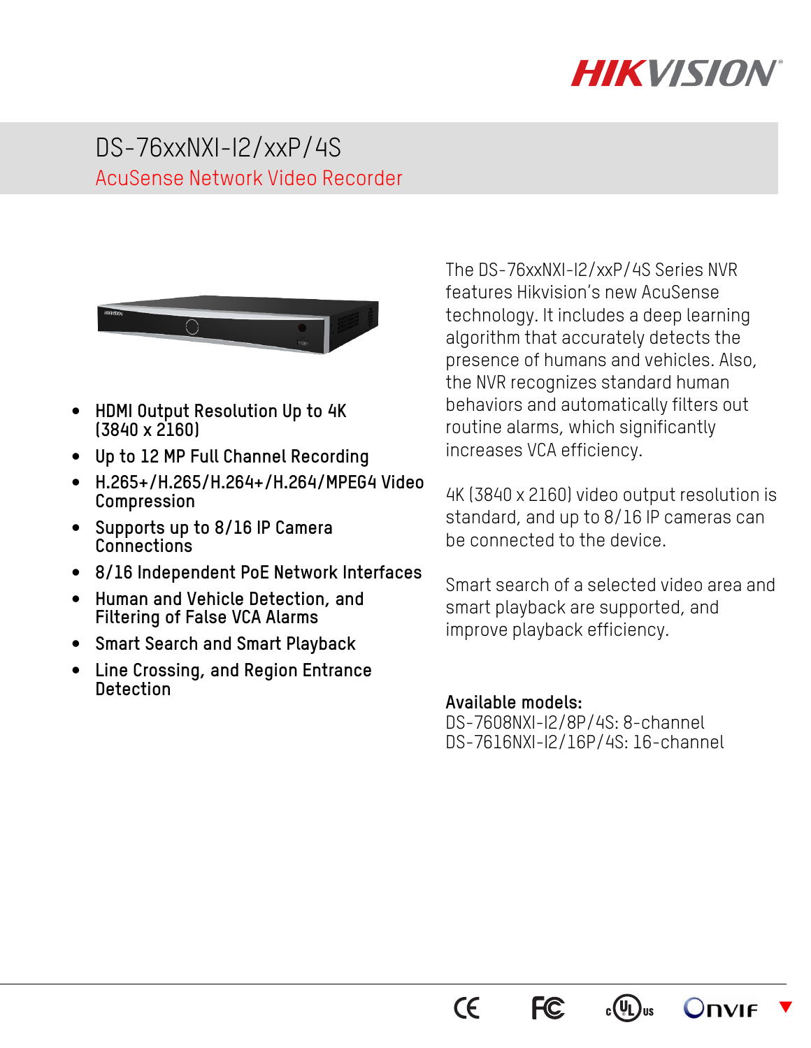# DS-76xxNXI-I2/xxP/4S

## AcuSense Network Video Recorder

- **HDMI Output Resolution Up to 4K (3840 x 2160)**
- **Up to 12 MP Full Channel Recording**
- **H.265+/H.265/H.264+/H.264/MPEG4 Video Compression**
- **Supports up to 8/16 IP Camera Connections**
- **8/16 Independent PoE Network Interfaces**
- **Human and Vehicle Detection, and Filtering of False VCA Alarms**
- **Smart Search and Smart Playback**
- **Line Crossing, and Region Entrance Detection**

The DS-76xxNXI-I2/xxP/4S Series NVR features Hikvision's new AcuSense technology. It includes a deep learning algorithm that accurately detects the presence of humans and vehicles. Also, the NVR recognizes standard human behaviors and automatically filters out routine alarms, which significantly increases VCA efficiency.

4K (3840 x 2160) video output resolution is standard, and up to 8/16 IP cameras can be connected to the device.

Smart search of a selected video area and smart playback are supported, and improve playback efficiency.

**Available models:**
DS-7608NXI-I2/8P/4S: 8-channel
DS-7616NXI-I2/16P/4S: 16-channel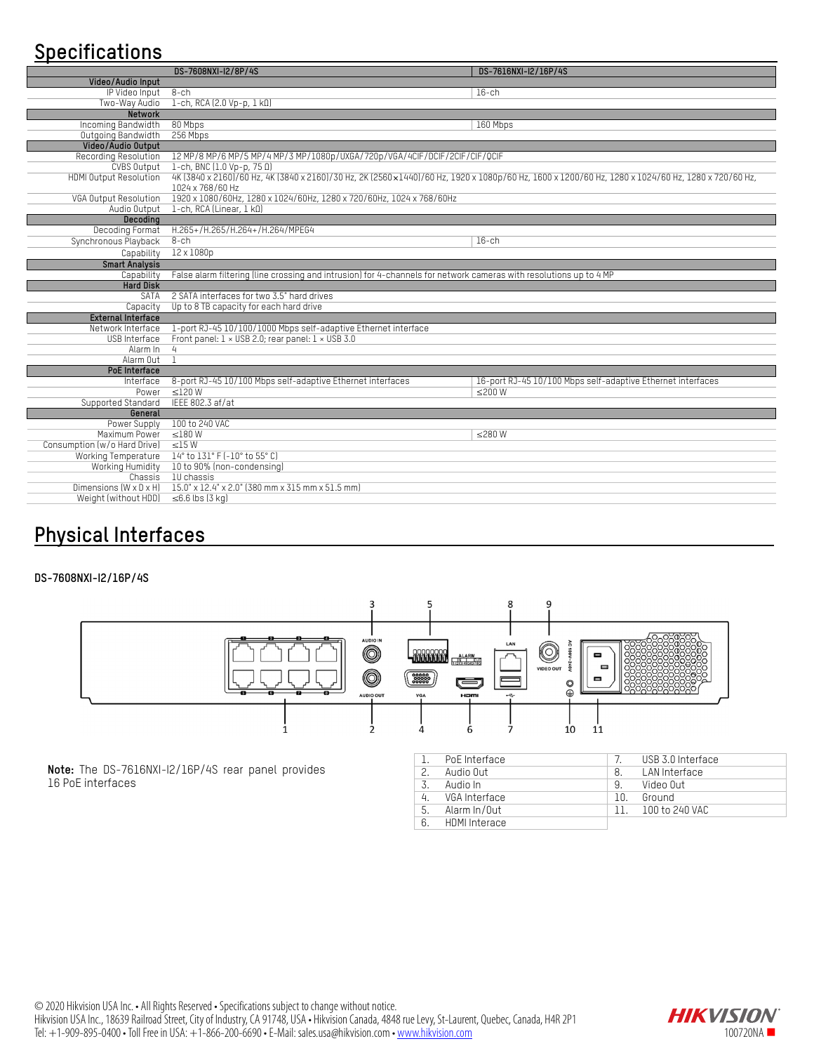## Specifications

| | DS-7608NXI-I2/8P/4S | DS-7616NXI-I2/16P/4S |
|---|---|---|
| **Video/Audio Input** | | |
| IP Video Input | 8-ch | 16-ch |
| Two-Way Audio | 1-ch, RCA (2.0 Vp-p, 1 kΩ) | |
| **Network** | | |
| Incoming Bandwidth | 80 Mbps | 160 Mbps |
| Outgoing Bandwidth | 256 Mbps | |
| **Video/Audio Output** | | |
| Recording Resolution | 12 MP/8 MP/6 MP/5 MP/4 MP/3 MP/1080p/UXGA/720p/VGA/4CIF/DCIF/2CIF/CIF/QCIF | |
| CVBS Output | 1-ch, BNC (1.0 Vp-p, 75 Ω) | |
| HDMI Output Resolution | 4K (3840 x 2160)/60 Hz, 4K (3840 x 2160)/30 Hz, 2K (2560×1440)/60 Hz, 1920 x 1080p/60 Hz, 1600 x 1200/60 Hz, 1280 x 1024/60 Hz, 1280 x 720/60 Hz, 1024 x 768/60 Hz | |
| VGA Output Resolution | 1920 x 1080/60Hz, 1280 x 1024/60Hz, 1280 x 720/60Hz, 1024 x 768/60Hz | |
| Audio Output | 1-ch, RCA (Linear, 1 kΩ) | |
| **Decoding** | | |
| Decoding Format | H.265+/H.265/H.264+/H.264/MPEG4 | |
| Synchronous Playback | 8-ch | 16-ch |
| Capability | 12 x 1080p | |
| **Smart Analysis** | | |
| Capability | False alarm filtering (line crossing and intrusion) for 4-channels for network cameras with resolutions up to 4 MP | |
| **Hard Disk** | | |
| SATA | 2 SATA interfaces for two 3.5" hard drives | |
| Capacity | Up to 8 TB capacity for each hard drive | |
| **External Interface** | | |
| Network Interface | 1-port RJ-45 10/100/1000 Mbps self-adaptive Ethernet interface | |
| USB Interface | Front panel: 1 × USB 2.0; rear panel: 1 × USB 3.0 | |
| Alarm In | 4 | |
| Alarm Out | 1 | |
| **PoE Interface** | | |
| Interface | 8-port RJ-45 10/100 Mbps self-adaptive Ethernet interfaces | 16-port RJ-45 10/100 Mbps self-adaptive Ethernet interfaces |
| Power | ≤120 W | ≤200 W |
| Supported Standard | IEEE 802.3 af/at | |
| **General** | | |
| Power Supply | 100 to 240 VAC | |
| Maximum Power | ≤180 W | ≤280 W |
| Consumption (w/o Hard Drive) | ≤15 W | |
| Working Temperature | 14° to 131° F (-10° to 55° C) | |
| Working Humidity | 10 to 90% (non-condensing) | |
| Chassis | 1U chassis | |
| Dimensions (W x D x H) | 15.0" x 12.4" x 2.0" (380 mm x 315 mm x 51.5 mm) | |
| Weight (without HDD) | ≤6.6 lbs (3 kg) | |

## Physical Interfaces

**DS-7608NXI-I2/16P/4S**

**Note:** The DS-7616NXI-I2/16P/4S rear panel provides 16 PoE interfaces

| | | | |
|---|---|---|---|
| 1. | PoE Interface | 7. | USB 3.0 Interface |
| 2. | Audio Out | 8. | LAN Interface |
| 3. | Audio In | 9. | Video Out |
| 4. | VGA Interface | 10. | Ground |
| 5. | Alarm In/Out | 11. | 100 to 240 VAC |
| 6. | HDMI Interace | | |

© 2020 Hikvision USA Inc. • All Rights Reserved • Specifications subject to change without notice.
Hikvision USA Inc., 18639 Railroad Street, City of Industry, CA 91748, USA • Hikvision Canada, 4848 rue Levy, St-Laurent, Quebec, Canada, H4R 2P1
Tel: +1-909-895-0400 • Toll Free in USA: +1-866-200-6690 • E-Mail: sales.usa@hikvision.com • www.hikvision.com

HIKVISION
100720NA